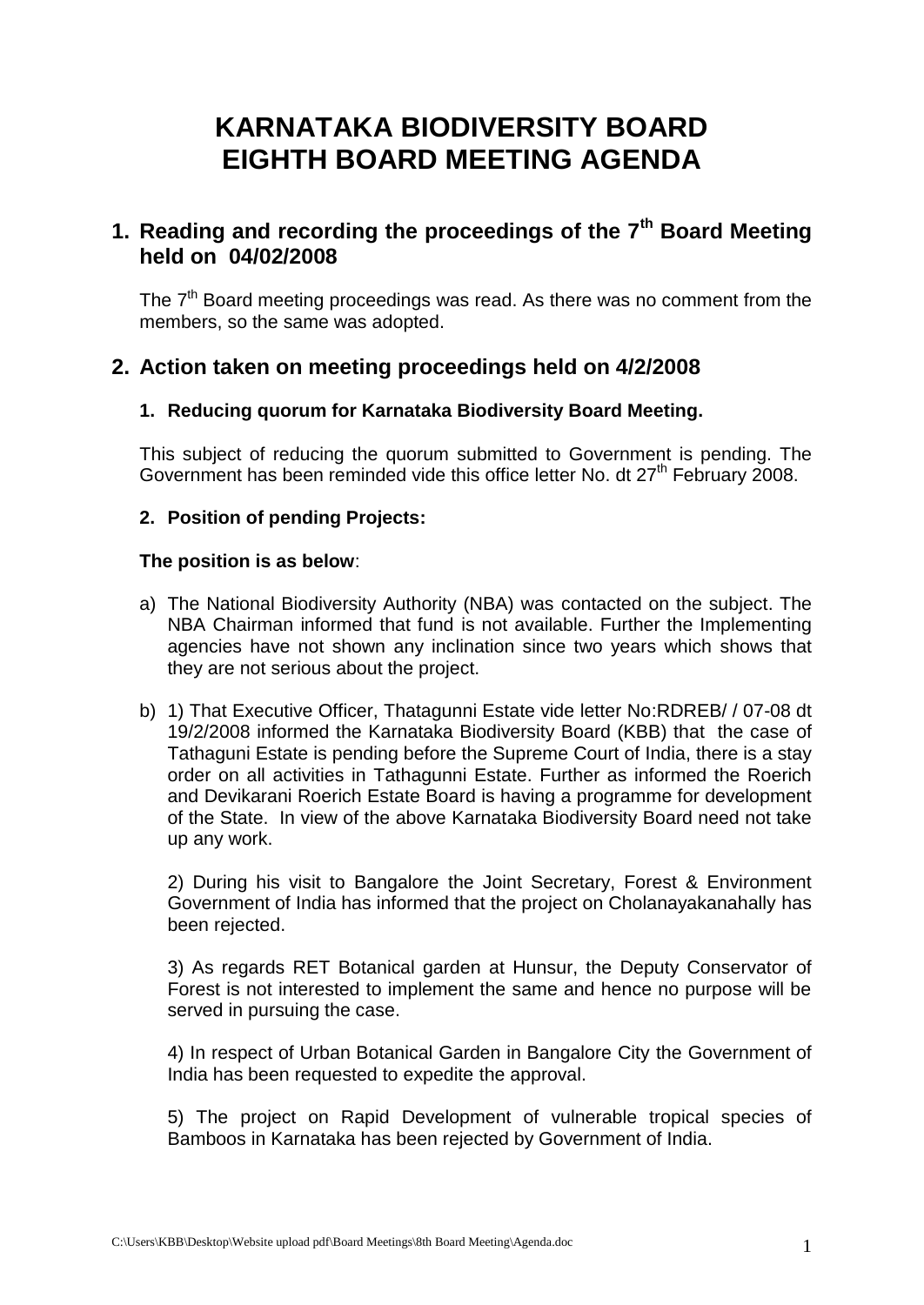# KARNATAKA BIODIVERSITY BOARD
# EIGHTH BOARD MEETING AGENDA

## 1. Reading and recording the proceedings of the 7th Board Meeting held on 04/02/2008

The 7th Board meeting proceedings was read. As there was no comment from the members, so the same was adopted.

## 2. Action taken on meeting proceedings held on 4/2/2008

### 1. Reducing quorum for Karnataka Biodiversity Board Meeting.

This subject of reducing the quorum submitted to Government is pending. The Government has been reminded vide this office letter No. dt 27th February 2008.

### 2. Position of pending Projects:

**The position is as below**:

a) The National Biodiversity Authority (NBA) was contacted on the subject. The NBA Chairman informed that fund is not available. Further the Implementing agencies have not shown any inclination since two years which shows that they are not serious about the project.

b) 1) That Executive Officer, Thatagunni Estate vide letter No:RDREB/ / 07-08 dt 19/2/2008 informed the Karnataka Biodiversity Board (KBB) that the case of Tathaguni Estate is pending before the Supreme Court of India, there is a stay order on all activities in Tathagunni Estate. Further as informed the Roerich and Devikarani Roerich Estate Board is having a programme for development of the State. In view of the above Karnataka Biodiversity Board need not take up any work.

2) During his visit to Bangalore the Joint Secretary, Forest & Environment Government of India has informed that the project on Cholanayakanahally has been rejected.

3) As regards RET Botanical garden at Hunsur, the Deputy Conservator of Forest is not interested to implement the same and hence no purpose will be served in pursuing the case.

4) In respect of Urban Botanical Garden in Bangalore City the Government of India has been requested to expedite the approval.

5) The project on Rapid Development of vulnerable tropical species of Bamboos in Karnataka has been rejected by Government of India.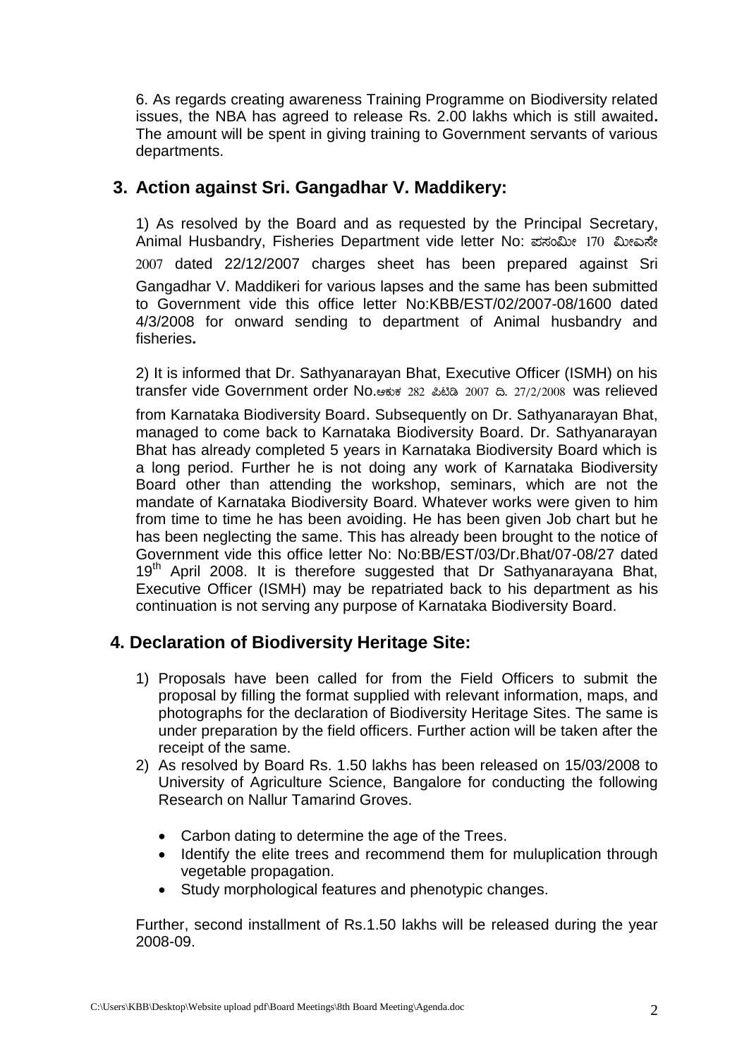6. As regards creating awareness Training Programme on Biodiversity related issues, the NBA has agreed to release Rs. 2.00 lakhs which is still awaited**.** The amount will be spent in giving training to Government servants of various departments.

## 3. Action against Sri. Gangadhar V. Maddikery:

1) As resolved by the Board and as requested by the Principal Secretary, Animal Husbandry, Fisheries Department vide letter No: ಪಸಂಮೀ 170 ಮೀಇಸೇ 2007 dated 22/12/2007 charges sheet has been prepared against Sri Gangadhar V. Maddikeri for various lapses and the same has been submitted to Government vide this office letter No:KBB/EST/02/2007-08/1600 dated 4/3/2008 for onward sending to department of Animal husbandry and fisheries**.**

2) It is informed that Dr. Sathyanarayan Bhat, Executive Officer (ISMH) on his transfer vide Government order No.ಆಕುಕ 282 ಪಿಟಿಡಿ 2007 ದಿ. 27/2/2008 was relieved from Karnataka Biodiversity Board. Subsequently on Dr. Sathyanarayan Bhat, managed to come back to Karnataka Biodiversity Board. Dr. Sathyanarayan Bhat has already completed 5 years in Karnataka Biodiversity Board which is a long period. Further he is not doing any work of Karnataka Biodiversity Board other than attending the workshop, seminars, which are not the mandate of Karnataka Biodiversity Board. Whatever works were given to him from time to time he has been avoiding. He has been given Job chart but he has been neglecting the same. This has already been brought to the notice of Government vide this office letter No: No:BB/EST/03/Dr.Bhat/07-08/27 dated 19th April 2008. It is therefore suggested that Dr Sathyanarayana Bhat, Executive Officer (ISMH) may be repatriated back to his department as his continuation is not serving any purpose of Karnataka Biodiversity Board.

## 4. Declaration of Biodiversity Heritage Site:

1) Proposals have been called for from the Field Officers to submit the proposal by filling the format supplied with relevant information, maps, and photographs for the declaration of Biodiversity Heritage Sites. The same is under preparation by the field officers. Further action will be taken after the receipt of the same.
2) As resolved by Board Rs. 1.50 lakhs has been released on 15/03/2008 to University of Agriculture Science, Bangalore for conducting the following Research on Nallur Tamarind Groves.

    - Carbon dating to determine the age of the Trees.
    - Identify the elite trees and recommend them for muluplication through vegetable propagation.
    - Study morphological features and phenotypic changes.

Further, second installment of Rs.1.50 lakhs will be released during the year 2008-09.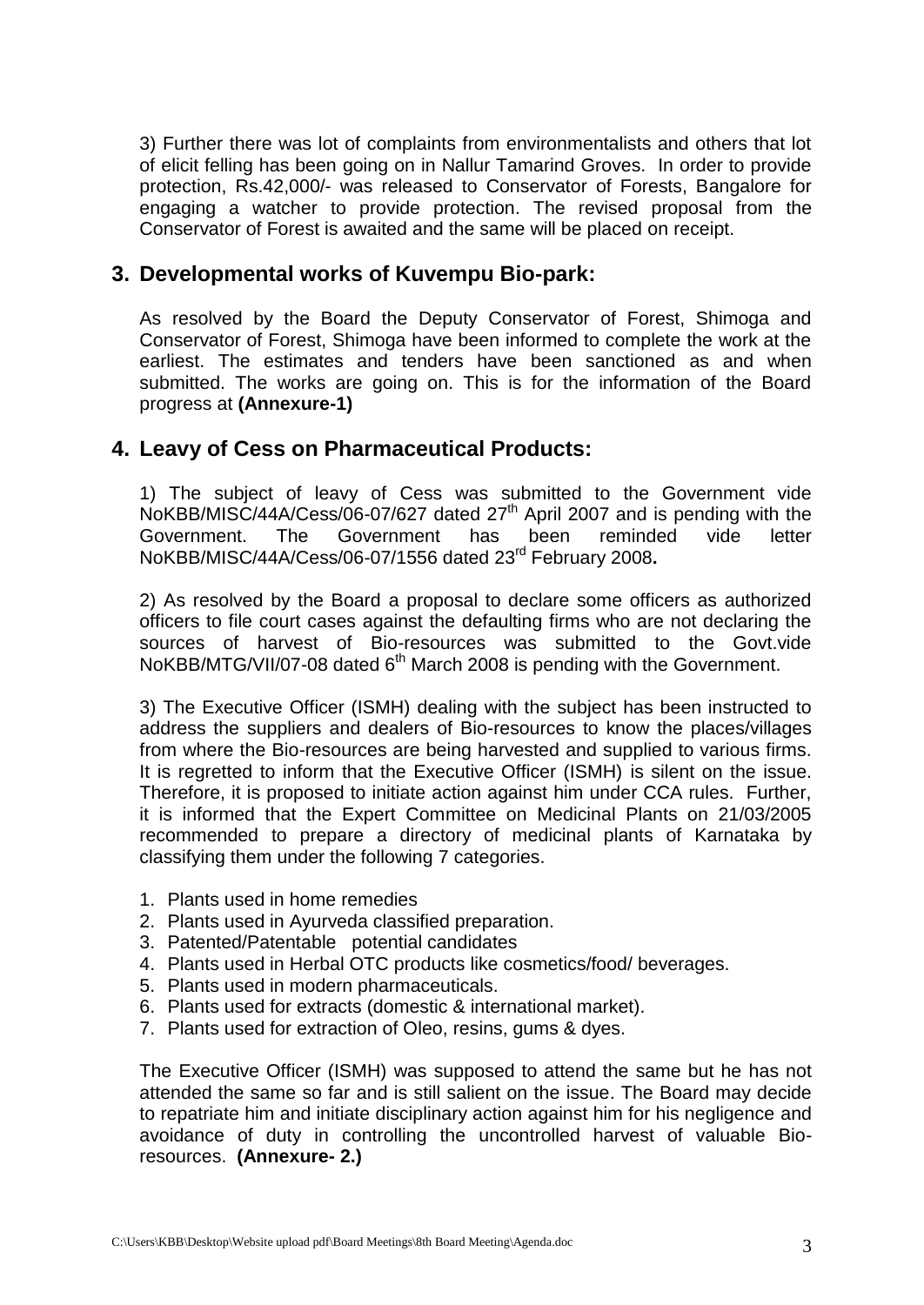3) Further there was lot of complaints from environmentalists and others that lot of elicit felling has been going on in Nallur Tamarind Groves. In order to provide protection, Rs.42,000/- was released to Conservator of Forests, Bangalore for engaging a watcher to provide protection. The revised proposal from the Conservator of Forest is awaited and the same will be placed on receipt.

## 3. Developmental works of Kuvempu Bio-park:

As resolved by the Board the Deputy Conservator of Forest, Shimoga and Conservator of Forest, Shimoga have been informed to complete the work at the earliest. The estimates and tenders have been sanctioned as and when submitted. The works are going on. This is for the information of the Board progress at **(Annexure-1)**

## 4. Leavy of Cess on Pharmaceutical Products:

1) The subject of leavy of Cess was submitted to the Government vide NoKBB/MISC/44A/Cess/06-07/627 dated 27th April 2007 and is pending with the Government. The Government has been reminded vide letter NoKBB/MISC/44A/Cess/06-07/1556 dated 23rd February 2008**.**

2) As resolved by the Board a proposal to declare some officers as authorized officers to file court cases against the defaulting firms who are not declaring the sources of harvest of Bio-resources was submitted to the Govt.vide NoKBB/MTG/VII/07-08 dated 6th March 2008 is pending with the Government.

3) The Executive Officer (ISMH) dealing with the subject has been instructed to address the suppliers and dealers of Bio-resources to know the places/villages from where the Bio-resources are being harvested and supplied to various firms. It is regretted to inform that the Executive Officer (ISMH) is silent on the issue. Therefore, it is proposed to initiate action against him under CCA rules. Further, it is informed that the Expert Committee on Medicinal Plants on 21/03/2005 recommended to prepare a directory of medicinal plants of Karnataka by classifying them under the following 7 categories.

1. Plants used in home remedies
2. Plants used in Ayurveda classified preparation.
3. Patented/Patentable potential candidates
4. Plants used in Herbal OTC products like cosmetics/food/ beverages.
5. Plants used in modern pharmaceuticals.
6. Plants used for extracts (domestic & international market).
7. Plants used for extraction of Oleo, resins, gums & dyes.

The Executive Officer (ISMH) was supposed to attend the same but he has not attended the same so far and is still salient on the issue. The Board may decide to repatriate him and initiate disciplinary action against him for his negligence and avoidance of duty in controlling the uncontrolled harvest of valuable Bio-resources. **(Annexure- 2.)**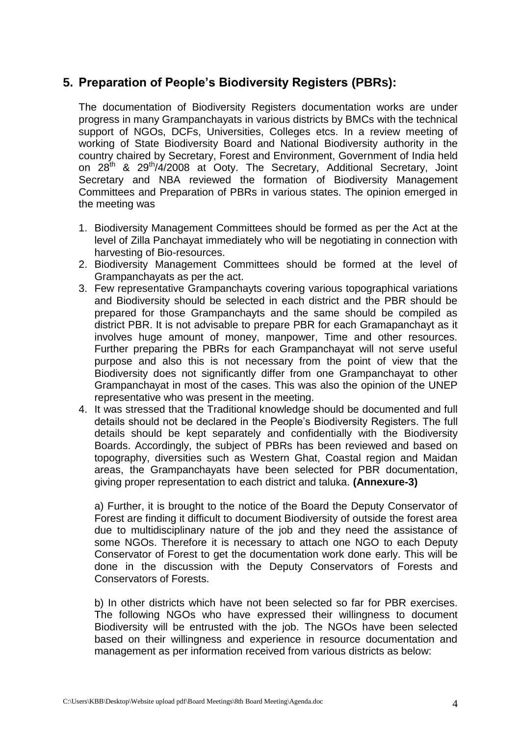## 5. Preparation of People's Biodiversity Registers (PBRs):

The documentation of Biodiversity Registers documentation works are under progress in many Grampanchayats in various districts by BMCs with the technical support of NGOs, DCFs, Universities, Colleges etc. In a review meeting of working of State Biodiversity Board and National Biodiversity authority in the country chaired by Secretary, Forest and Environment, Government of India held on 28th & 29th/4/2008 at Ooty. The Secretary, Additional Secretary, Joint Secretary and NBA reviewed the formation of Biodiversity Management Committees and Preparation of PBRs in various states. The opinion emerged in the meeting was

1. Biodiversity Management Committees should be formed as per the Act at the level of Zilla Panchayat immediately who will be negotiating in connection with harvesting of Bio-resources.
2. Biodiversity Management Committees should be formed at the level of Grampanchayats as per the act.
3. Few representative Grampanchayts covering various topographical variations and Biodiversity should be selected in each district and the PBR should be prepared for those Grampanchayts and the same should be compiled as district PBR. It is not advisable to prepare PBR for each Gramapanchayt as it involves huge amount of money, manpower, Time and other resources. Further preparing the PBRs for each Grampanchayat will not serve useful purpose and also this is not necessary from the point of view that the Biodiversity does not significantly differ from one Grampanchayat to other Grampanchayat in most of the cases. This was also the opinion of the UNEP representative who was present in the meeting.
4. It was stressed that the Traditional knowledge should be documented and full details should not be declared in the People's Biodiversity Registers. The full details should be kept separately and confidentially with the Biodiversity Boards. Accordingly, the subject of PBRs has been reviewed and based on topography, diversities such as Western Ghat, Coastal region and Maidan areas, the Grampanchayats have been selected for PBR documentation, giving proper representation to each district and taluka. **(Annexure-3)**

   a) Further, it is brought to the notice of the Board the Deputy Conservator of Forest are finding it difficult to document Biodiversity of outside the forest area due to multidisciplinary nature of the job and they need the assistance of some NGOs. Therefore it is necessary to attach one NGO to each Deputy Conservator of Forest to get the documentation work done early. This will be done in the discussion with the Deputy Conservators of Forests and Conservators of Forests.

   b) In other districts which have not been selected so far for PBR exercises. The following NGOs who have expressed their willingness to document Biodiversity will be entrusted with the job. The NGOs have been selected based on their willingness and experience in resource documentation and management as per information received from various districts as below: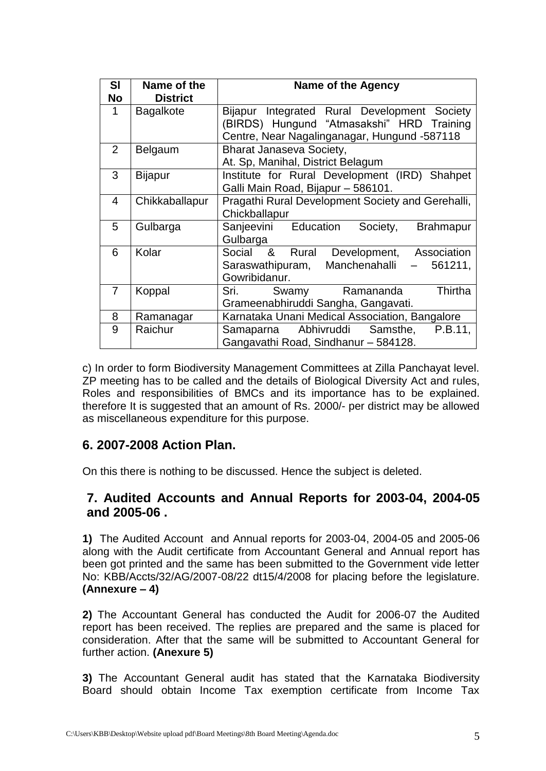| Sl No | Name of the District | Name of the Agency |
|---|---|---|
| 1 | Bagalkote | Bijapur Integrated Rural Development Society (BIRDS) Hungund "Atmasakshi" HRD Training Centre, Near Nagalinganagar, Hungund -587118 |
| 2 | Belgaum | Bharat Janaseva Society, At. Sp, Manihal, District Belagum |
| 3 | Bijapur | Institute for Rural Development (IRD) Shahpet Galli Main Road, Bijapur – 586101. |
| 4 | Chikkaballapur | Pragathi Rural Development Society and Gerehalli, Chickballapur |
| 5 | Gulbarga | Sanjeevini Education Society, Brahmapur Gulbarga |
| 6 | Kolar | Social & Rural Development, Association Saraswathipuram, Manchenahalli – 561211, Gowribidanur. |
| 7 | Koppal | Sri. Swamy Ramananda Thirtha Grameenabhiruddi Sangha, Gangavati. |
| 8 | Ramanagar | Karnataka Unani Medical Association, Bangalore |
| 9 | Raichur | Samaparna Abhivruddi Samsthe, P.B.11, Gangavathi Road, Sindhanur – 584128. |

c) In order to form Biodiversity Management Committees at Zilla Panchayat level. ZP meeting has to be called and the details of Biological Diversity Act and rules, Roles and responsibilities of BMCs and its importance has to be explained. therefore It is suggested that an amount of Rs. 2000/- per district may be allowed as miscellaneous expenditure for this purpose.

## 6. 2007-2008 Action Plan.

On this there is nothing to be discussed. Hence the subject is deleted.

## 7. Audited Accounts and Annual Reports for 2003-04, 2004-05 and 2005-06 .

**1)** The Audited Account and Annual reports for 2003-04, 2004-05 and 2005-06 along with the Audit certificate from Accountant General and Annual report has been got printed and the same has been submitted to the Government vide letter No: KBB/Accts/32/AG/2007-08/22 dt15/4/2008 for placing before the legislature. **(Annexure – 4)**

**2)** The Accountant General has conducted the Audit for 2006-07 the Audited report has been received. The replies are prepared and the same is placed for consideration. After that the same will be submitted to Accountant General for further action. **(Anexure 5)**

**3)** The Accountant General audit has stated that the Karnataka Biodiversity Board should obtain Income Tax exemption certificate from Income Tax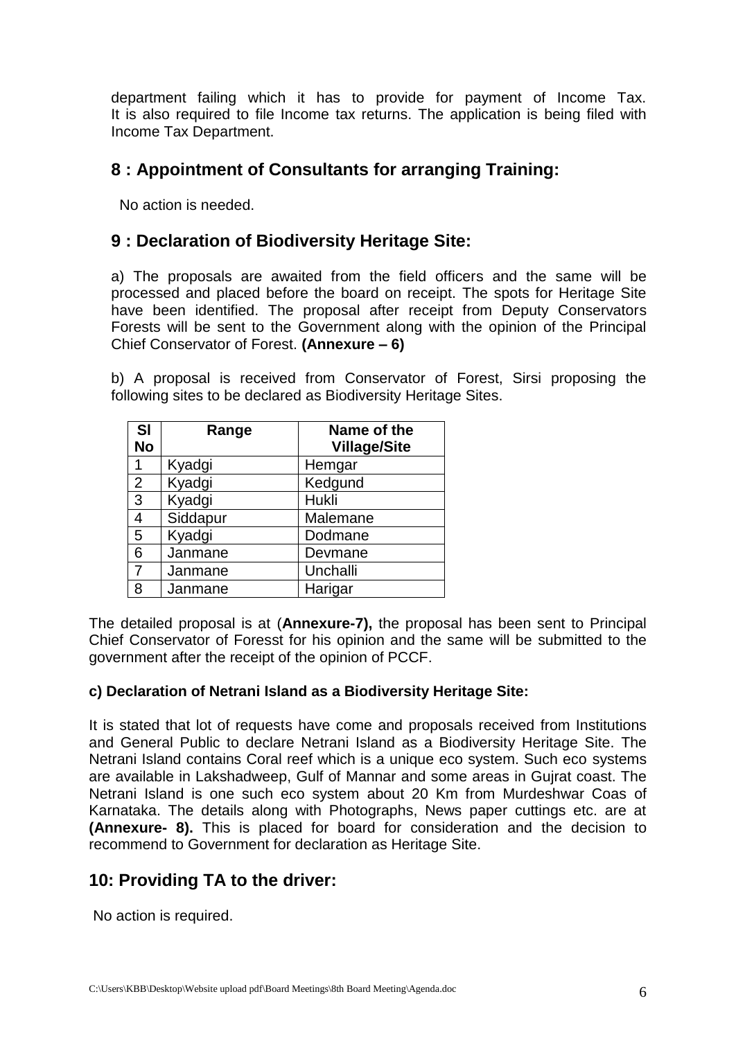department failing which it has to provide for payment of Income Tax. It is also required to file Income tax returns. The application is being filed with Income Tax Department.

## 8 : Appointment of Consultants for arranging Training:

No action is needed.

## 9 : Declaration of Biodiversity Heritage Site:

a) The proposals are awaited from the field officers and the same will be processed and placed before the board on receipt. The spots for Heritage Site have been identified. The proposal after receipt from Deputy Conservators Forests will be sent to the Government along with the opinion of the Principal Chief Conservator of Forest. **(Annexure – 6)**

b) A proposal is received from Conservator of Forest, Sirsi proposing the following sites to be declared as Biodiversity Heritage Sites.

| Sl No | Range | Name of the Village/Site |
|---|---|---|
| 1 | Kyadgi | Hemgar |
| 2 | Kyadgi | Kedgund |
| 3 | Kyadgi | Hukli |
| 4 | Siddapur | Malemane |
| 5 | Kyadgi | Dodmane |
| 6 | Janmane | Devmane |
| 7 | Janmane | Unchalli |
| 8 | Janmane | Harigar |

The detailed proposal is at (**Annexure-7),** the proposal has been sent to Principal Chief Conservator of Foresst for his opinion and the same will be submitted to the government after the receipt of the opinion of PCCF.

**c) Declaration of Netrani Island as a Biodiversity Heritage Site:**

It is stated that lot of requests have come and proposals received from Institutions and General Public to declare Netrani Island as a Biodiversity Heritage Site. The Netrani Island contains Coral reef which is a unique eco system. Such eco systems are available in Lakshadweep, Gulf of Mannar and some areas in Gujrat coast. The Netrani Island is one such eco system about 20 Km from Murdeshwar Coas of Karnataka. The details along with Photographs, News paper cuttings etc. are at **(Annexure- 8).** This is placed for board for consideration and the decision to recommend to Government for declaration as Heritage Site.

## 10: Providing TA to the driver:

No action is required.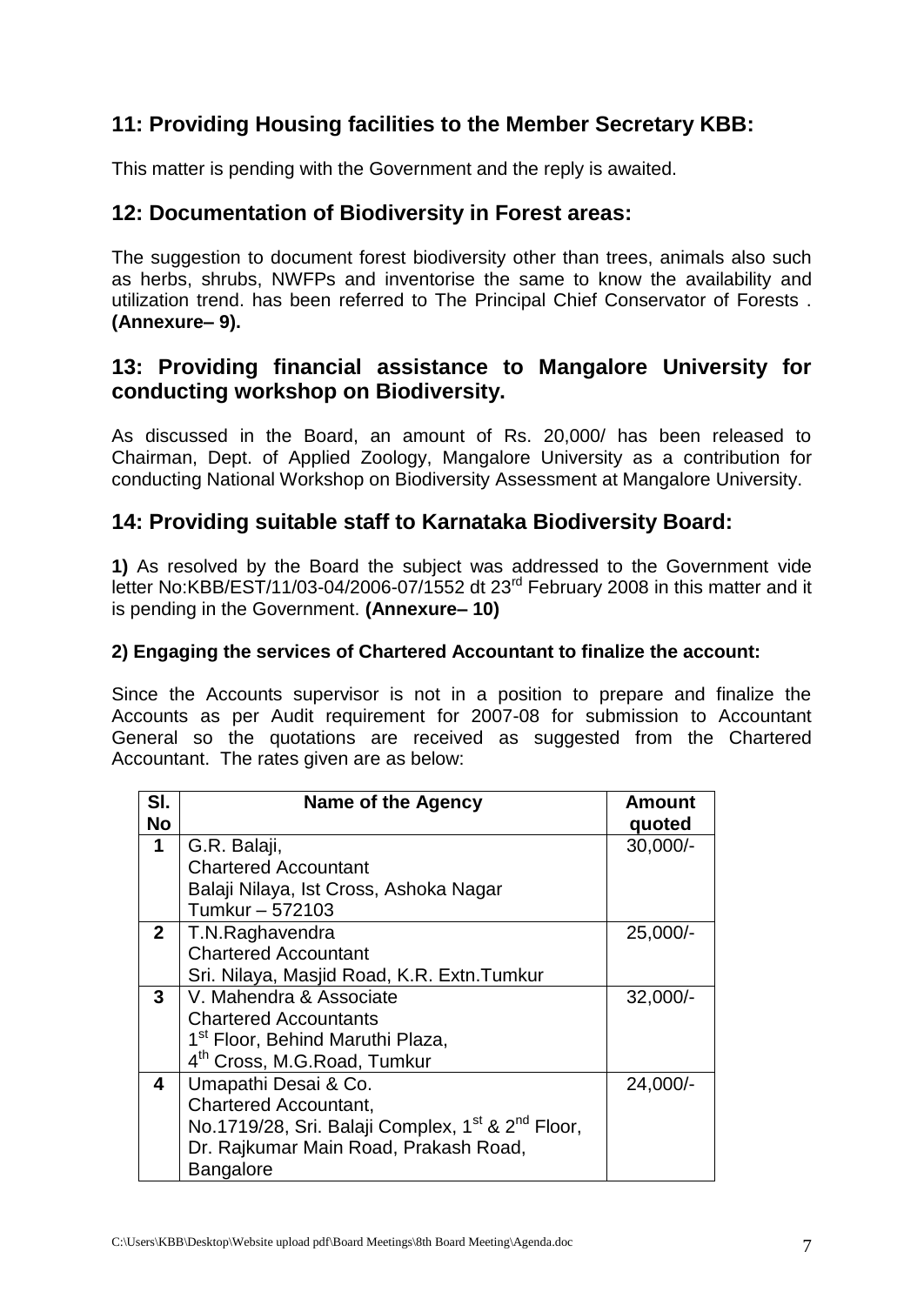## 11: Providing Housing facilities to the Member Secretary KBB:

This matter is pending with the Government and the reply is awaited.

## 12: Documentation of Biodiversity in Forest areas:

The suggestion to document forest biodiversity other than trees, animals also such as herbs, shrubs, NWFPs and inventorise the same to know the availability and utilization trend. has been referred to The Principal Chief Conservator of Forests . **(Annexure– 9).**

## 13: Providing financial assistance to Mangalore University for conducting workshop on Biodiversity.

As discussed in the Board, an amount of Rs. 20,000/ has been released to Chairman, Dept. of Applied Zoology, Mangalore University as a contribution for conducting National Workshop on Biodiversity Assessment at Mangalore University.

## 14: Providing suitable staff to Karnataka Biodiversity Board:

**1)** As resolved by the Board the subject was addressed to the Government vide letter No:KBB/EST/11/03-04/2006-07/1552 dt 23rd February 2008 in this matter and it is pending in the Government. **(Annexure– 10)**

**2) Engaging the services of Chartered Accountant to finalize the account:**

Since the Accounts supervisor is not in a position to prepare and finalize the Accounts as per Audit requirement for 2007-08 for submission to Accountant General so the quotations are received as suggested from the Chartered Accountant. The rates given are as below:

| Sl. No | Name of the Agency | Amount quoted |
|---|---|---|
| 1 | G.R. Balaji,<br>Chartered Accountant<br>Balaji Nilaya, Ist Cross, Ashoka Nagar<br>Tumkur – 572103 | 30,000/- |
| 2 | T.N.Raghavendra<br>Chartered Accountant<br>Sri. Nilaya, Masjid Road, K.R. Extn.Tumkur | 25,000/- |
| 3 | V. Mahendra & Associate<br>Chartered Accountants<br>1st Floor, Behind Maruthi Plaza,<br>4th Cross, M.G.Road, Tumkur | 32,000/- |
| 4 | Umapathi Desai & Co.<br>Chartered Accountant,<br>No.1719/28, Sri. Balaji Complex, 1st & 2nd Floor,<br>Dr. Rajkumar Main Road, Prakash Road,<br>Bangalore | 24,000/- |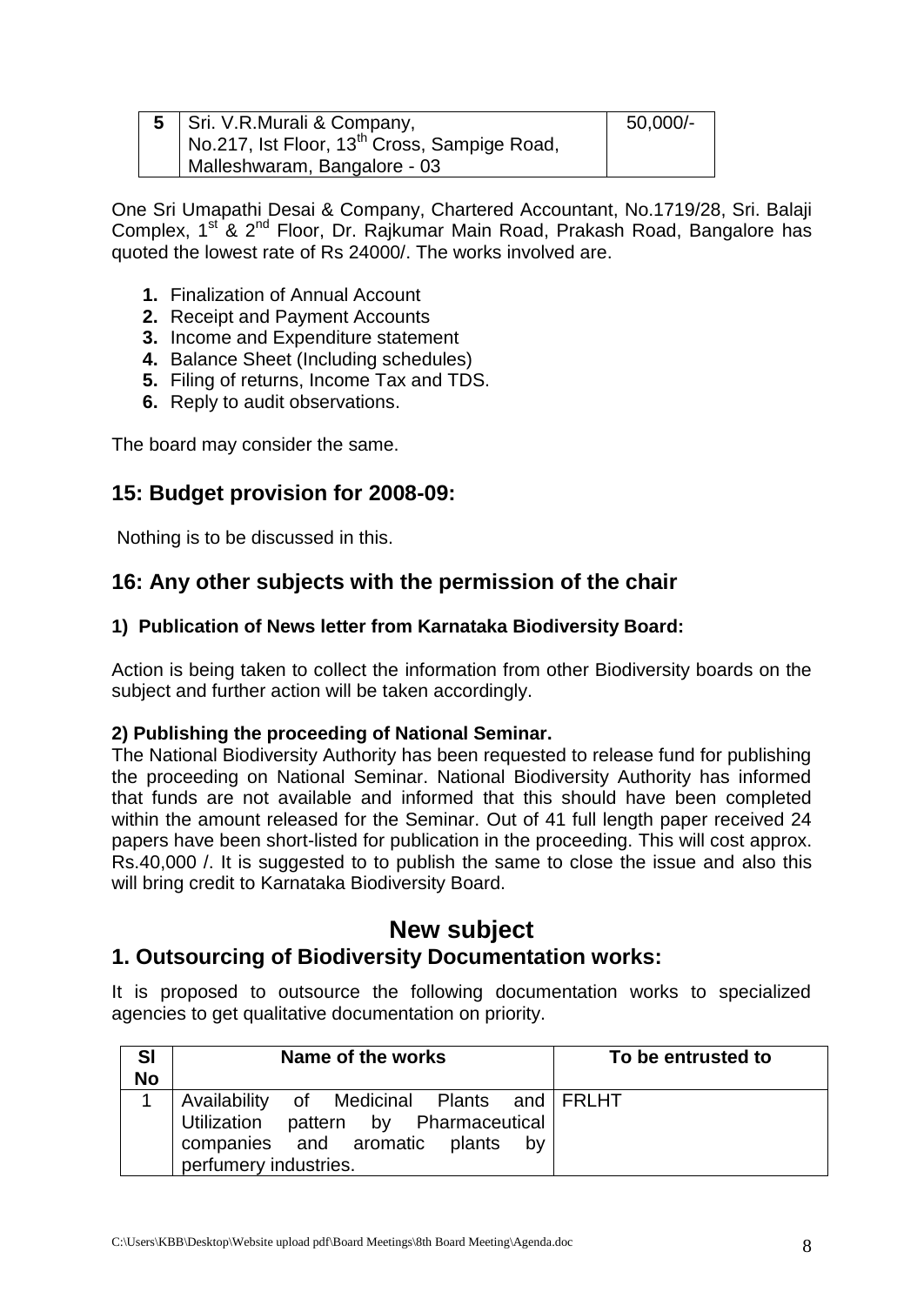| | | |
|---|---|---|
| 5 | Sri. V.R.Murali & Company, No.217, Ist Floor, 13th Cross, Sampige Road, Malleshwaram, Bangalore - 03 | 50,000/- |

One Sri Umapathi Desai & Company, Chartered Accountant, No.1719/28, Sri. Balaji Complex, 1st & 2nd Floor, Dr. Rajkumar Main Road, Prakash Road, Bangalore has quoted the lowest rate of Rs 24000/. The works involved are.

1. Finalization of Annual Account
2. Receipt and Payment Accounts
3. Income and Expenditure statement
4. Balance Sheet (Including schedules)
5. Filing of returns, Income Tax and TDS.
6. Reply to audit observations.

The board may consider the same.

## 15: Budget provision for 2008-09:

Nothing is to be discussed in this.

## 16: Any other subjects with the permission of the chair

#### 1) Publication of News letter from Karnataka Biodiversity Board:

Action is being taken to collect the information from other Biodiversity boards on the subject and further action will be taken accordingly.

#### 2) Publishing the proceeding of National Seminar.

The National Biodiversity Authority has been requested to release fund for publishing the proceeding on National Seminar. National Biodiversity Authority has informed that funds are not available and informed that this should have been completed within the amount released for the Seminar. Out of 41 full length paper received 24 papers have been short-listed for publication in the proceeding. This will cost approx. Rs.40,000 /. It is suggested to to publish the same to close the issue and also this will bring credit to Karnataka Biodiversity Board.

# New subject

## 1. Outsourcing of Biodiversity Documentation works:

It is proposed to outsource the following documentation works to specialized agencies to get qualitative documentation on priority.

| Sl No | Name of the works | To be entrusted to |
|---|---|---|
| 1 | Availability of Medicinal Plants and Utilization pattern by Pharmaceutical companies and aromatic plants by perfumery industries. | FRLHT |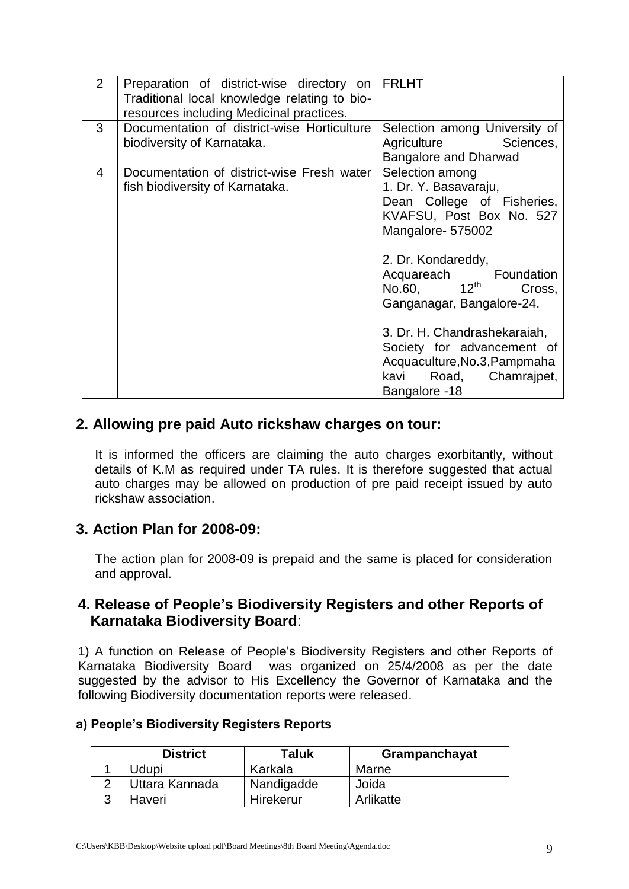| | | |
|---|---|---|
| 2 | Preparation of district-wise directory on Traditional local knowledge relating to bio-resources including Medicinal practices. | FRLHT |
| 3 | Documentation of district-wise Horticulture biodiversity of Karnataka. | Selection among University of Agriculture Sciences, Bangalore and Dharwad |
| 4 | Documentation of district-wise Fresh water fish biodiversity of Karnataka. | Selection among<br>1. Dr. Y. Basavaraju, Dean College of Fisheries, KVAFSU, Post Box No. 527 Mangalore- 575002<br><br>2. Dr. Kondareddy, Acquareach Foundation No.60, 12th Cross, Ganganagar, Bangalore-24.<br><br>3. Dr. H. Chandrashekaraiah, Society for advancement of Acquaculture,No.3,Pampmaha kavi Road, Chamrajpet, Bangalore -18 |

## 2. Allowing pre paid Auto rickshaw charges on tour:

It is informed the officers are claiming the auto charges exorbitantly, without details of K.M as required under TA rules. It is therefore suggested that actual auto charges may be allowed on production of pre paid receipt issued by auto rickshaw association.

## 3. Action Plan for 2008-09:

The action plan for 2008-09 is prepaid and the same is placed for consideration and approval.

## 4. Release of People's Biodiversity Registers and other Reports of Karnataka Biodiversity Board:

1) A function on Release of People's Biodiversity Registers and other Reports of Karnataka Biodiversity Board was organized on 25/4/2008 as per the date suggested by the advisor to His Excellency the Governor of Karnataka and the following Biodiversity documentation reports were released.

**a) People's Biodiversity Registers Reports**

| | District | Taluk | Grampanchayat |
|---|---|---|---|
| 1 | Udupi | Karkala | Marne |
| 2 | Uttara Kannada | Nandigadde | Joida |
| 3 | Haveri | Hirekerur | Arlikatte |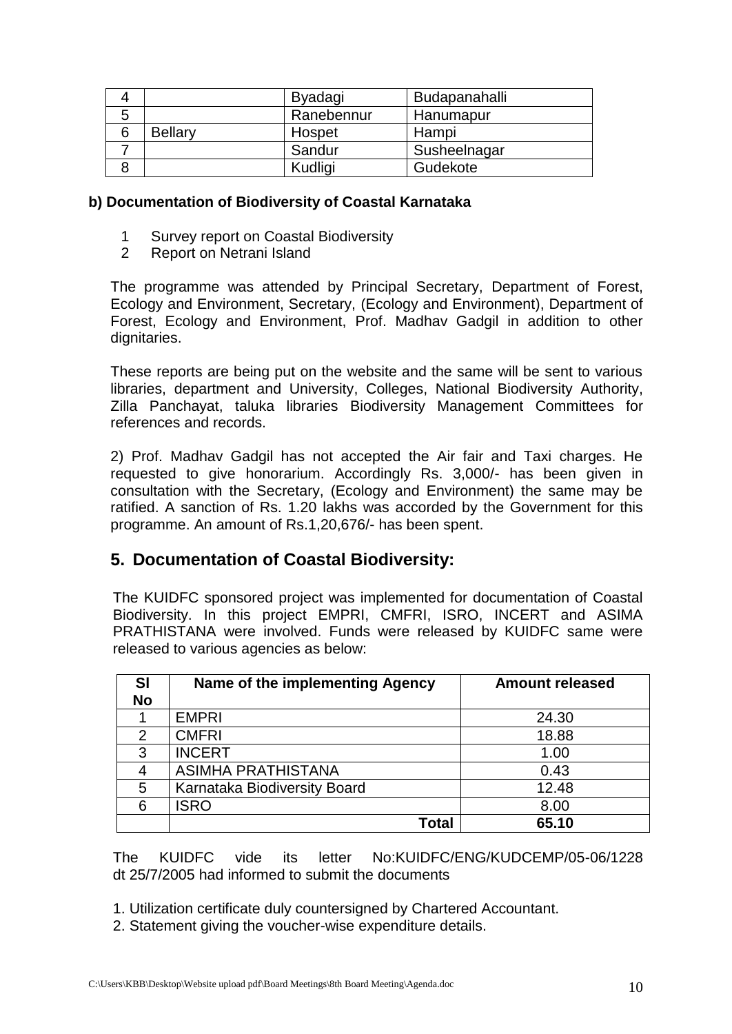| | | | |
|---|---|---|---|
| 4 | | Byadagi | Budapanahalli |
| 5 | | Ranebennur | Hanumapur |
| 6 | Bellary | Hospet | Hampi |
| 7 | | Sandur | Susheelnagar |
| 8 | | Kudligi | Gudekote |

**b) Documentation of Biodiversity of Coastal Karnataka**

1. Survey report on Coastal Biodiversity
2. Report on Netrani Island

The programme was attended by Principal Secretary, Department of Forest, Ecology and Environment, Secretary, (Ecology and Environment), Department of Forest, Ecology and Environment, Prof. Madhav Gadgil in addition to other dignitaries.

These reports are being put on the website and the same will be sent to various libraries, department and University, Colleges, National Biodiversity Authority, Zilla Panchayat, taluka libraries Biodiversity Management Committees for references and records.

2) Prof. Madhav Gadgil has not accepted the Air fair and Taxi charges. He requested to give honorarium. Accordingly Rs. 3,000/- has been given in consultation with the Secretary, (Ecology and Environment) the same may be ratified. A sanction of Rs. 1.20 lakhs was accorded by the Government for this programme. An amount of Rs.1,20,676/- has been spent.

## 5. Documentation of Coastal Biodiversity:

The KUIDFC sponsored project was implemented for documentation of Coastal Biodiversity. In this project EMPRI, CMFRI, ISRO, INCERT and ASIMA PRATHISTANA were involved. Funds were released by KUIDFC same were released to various agencies as below:

| Sl No | Name of the implementing Agency | Amount released |
|---|---|---|
| 1 | EMPRI | 24.30 |
| 2 | CMFRI | 18.88 |
| 3 | INCERT | 1.00 |
| 4 | ASIMHA PRATHISTANA | 0.43 |
| 5 | Karnataka Biodiversity Board | 12.48 |
| 6 | ISRO | 8.00 |
| | **Total** | **65.10** |

The KUIDFC vide its letter No:KUIDFC/ENG/KUDCEMP/05-06/1228 dt 25/7/2005 had informed to submit the documents

1. Utilization certificate duly countersigned by Chartered Accountant.
2. Statement giving the voucher-wise expenditure details.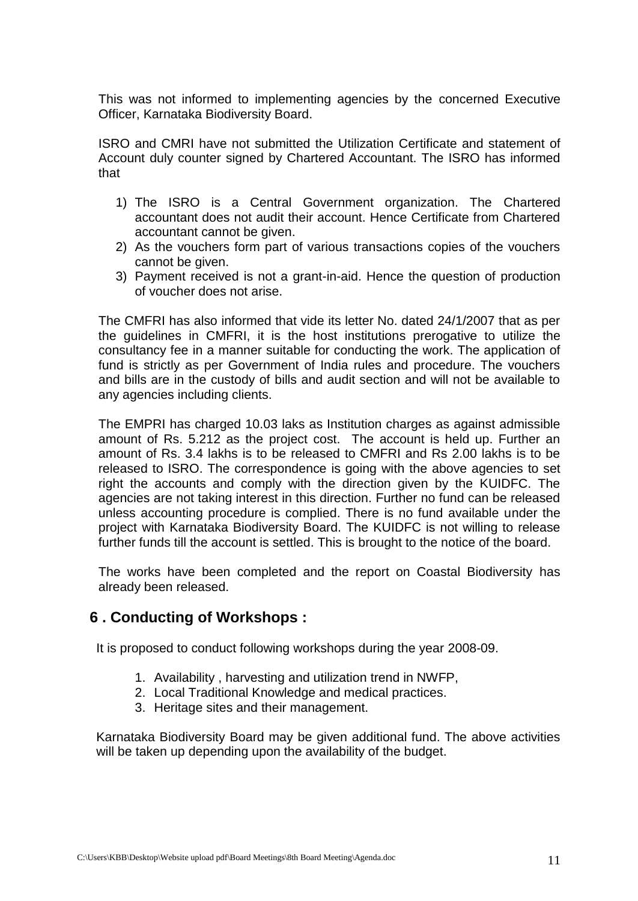This was not informed to implementing agencies by the concerned Executive Officer, Karnataka Biodiversity Board.

ISRO and CMRI have not submitted the Utilization Certificate and statement of Account duly counter signed by Chartered Accountant. The ISRO has informed that

1) The ISRO is a Central Government organization. The Chartered accountant does not audit their account. Hence Certificate from Chartered accountant cannot be given.
2) As the vouchers form part of various transactions copies of the vouchers cannot be given.
3) Payment received is not a grant-in-aid. Hence the question of production of voucher does not arise.

The CMFRI has also informed that vide its letter No. dated 24/1/2007 that as per the guidelines in CMFRI, it is the host institutions prerogative to utilize the consultancy fee in a manner suitable for conducting the work. The application of fund is strictly as per Government of India rules and procedure. The vouchers and bills are in the custody of bills and audit section and will not be available to any agencies including clients.

The EMPRI has charged 10.03 laks as Institution charges as against admissible amount of Rs. 5.212 as the project cost. The account is held up. Further an amount of Rs. 3.4 lakhs is to be released to CMFRI and Rs 2.00 lakhs is to be released to ISRO. The correspondence is going with the above agencies to set right the accounts and comply with the direction given by the KUIDFC. The agencies are not taking interest in this direction. Further no fund can be released unless accounting procedure is complied. There is no fund available under the project with Karnataka Biodiversity Board. The KUIDFC is not willing to release further funds till the account is settled. This is brought to the notice of the board.

The works have been completed and the report on Coastal Biodiversity has already been released.

## 6 . Conducting of Workshops :

It is proposed to conduct following workshops during the year 2008-09.

1. Availability , harvesting and utilization trend in NWFP,
2. Local Traditional Knowledge and medical practices.
3. Heritage sites and their management.

Karnataka Biodiversity Board may be given additional fund. The above activities will be taken up depending upon the availability of the budget.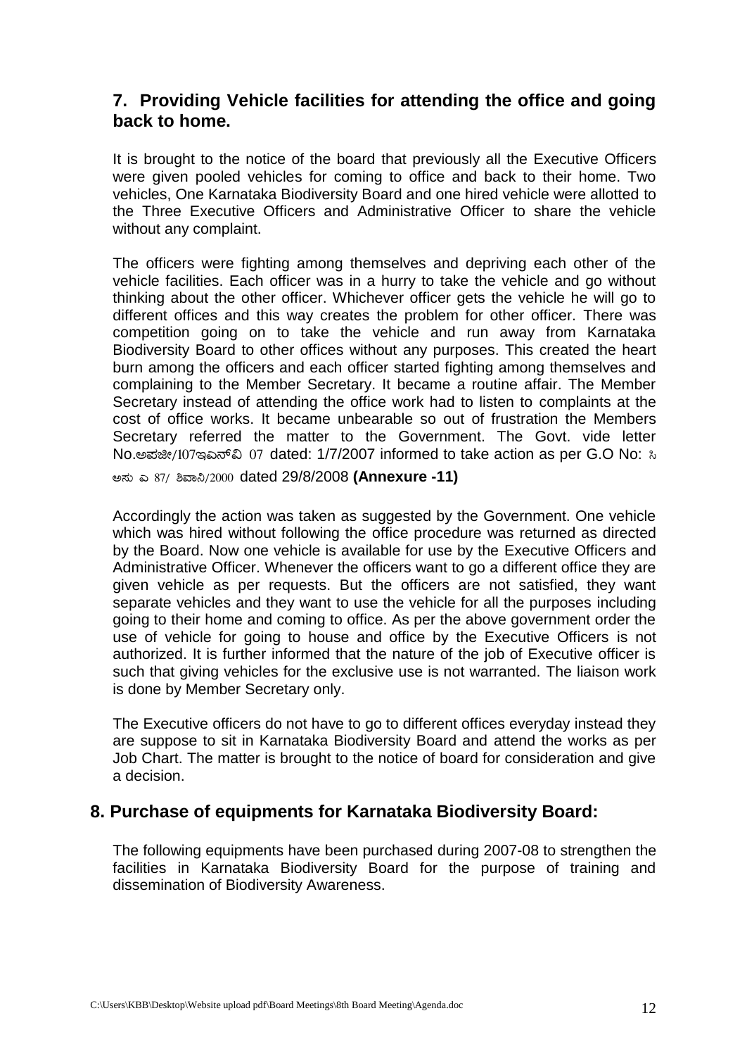## 7. Providing Vehicle facilities for attending the office and going back to home.

It is brought to the notice of the board that previously all the Executive Officers were given pooled vehicles for coming to office and back to their home. Two vehicles, One Karnataka Biodiversity Board and one hired vehicle were allotted to the Three Executive Officers and Administrative Officer to share the vehicle without any complaint.

The officers were fighting among themselves and depriving each other of the vehicle facilities. Each officer was in a hurry to take the vehicle and go without thinking about the other officer. Whichever officer gets the vehicle he will go to different offices and this way creates the problem for other officer. There was competition going on to take the vehicle and run away from Karnataka Biodiversity Board to other offices without any purposes. This created the heart burn among the officers and each officer started fighting among themselves and complaining to the Member Secretary. It became a routine affair. The Member Secretary instead of attending the office work had to listen to complaints at the cost of office works. It became unbearable so out of frustration the Members Secretary referred the matter to the Government. The Govt. vide letter No.ಅಪಜೀ/107ಇಎನ್‌ವಿ 07 dated: 1/7/2007 informed to take action as per G.O No: ಸಿ ಆಸು ಎ 87/ ಶಿವಾನಿ/2000 dated 29/8/2008 **(Annexure -11)**

Accordingly the action was taken as suggested by the Government. One vehicle which was hired without following the office procedure was returned as directed by the Board. Now one vehicle is available for use by the Executive Officers and Administrative Officer. Whenever the officers want to go a different office they are given vehicle as per requests. But the officers are not satisfied, they want separate vehicles and they want to use the vehicle for all the purposes including going to their home and coming to office. As per the above government order the use of vehicle for going to house and office by the Executive Officers is not authorized. It is further informed that the nature of the job of Executive officer is such that giving vehicles for the exclusive use is not warranted. The liaison work is done by Member Secretary only.

The Executive officers do not have to go to different offices everyday instead they are suppose to sit in Karnataka Biodiversity Board and attend the works as per Job Chart. The matter is brought to the notice of board for consideration and give a decision.

## 8. Purchase of equipments for Karnataka Biodiversity Board:

The following equipments have been purchased during 2007-08 to strengthen the facilities in Karnataka Biodiversity Board for the purpose of training and dissemination of Biodiversity Awareness.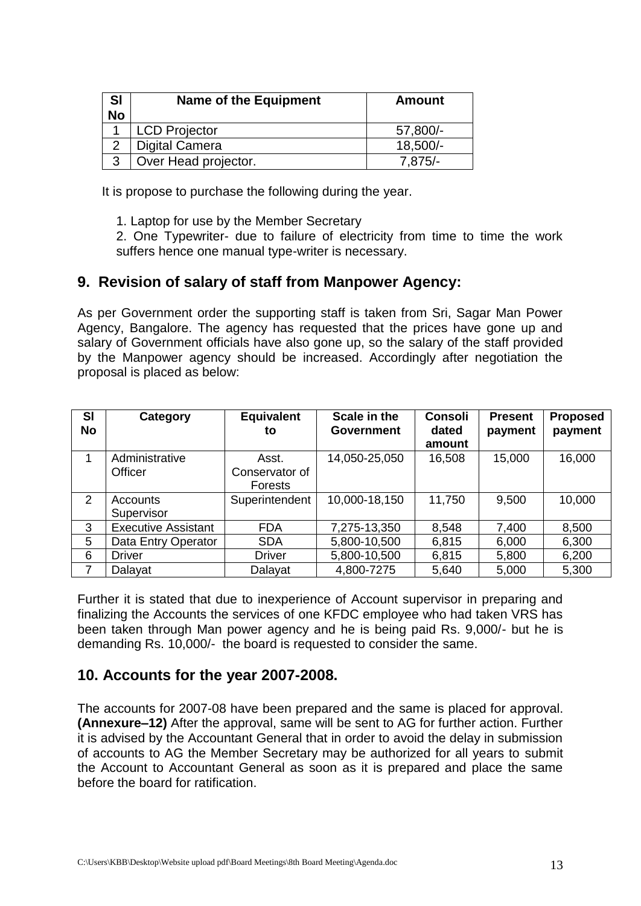| Sl No | Name of the Equipment | Amount |
|---|---|---|
| 1 | LCD Projector | 57,800/- |
| 2 | Digital Camera | 18,500/- |
| 3 | Over Head projector. | 7,875/- |

It is propose to purchase the following during the year.

1. Laptop for use by the Member Secretary
2. One Typewriter- due to failure of electricity from time to time the work suffers hence one manual type-writer is necessary.

## 9. Revision of salary of staff from Manpower Agency:

As per Government order the supporting staff is taken from Sri, Sagar Man Power Agency, Bangalore. The agency has requested that the prices have gone up and salary of Government officials have also gone up, so the salary of the staff provided by the Manpower agency should be increased. Accordingly after negotiation the proposal is placed as below:

| Sl No | Category | Equivalent to | Scale in the Government | Consolidated amount | Present payment | Proposed payment |
|---|---|---|---|---|---|---|
| 1 | Administrative Officer | Asst. Conservator of Forests | 14,050-25,050 | 16,508 | 15,000 | 16,000 |
| 2 | Accounts Supervisor | Superintendent | 10,000-18,150 | 11,750 | 9,500 | 10,000 |
| 3 | Executive Assistant | FDA | 7,275-13,350 | 8,548 | 7,400 | 8,500 |
| 5 | Data Entry Operator | SDA | 5,800-10,500 | 6,815 | 6,000 | 6,300 |
| 6 | Driver | Driver | 5,800-10,500 | 6,815 | 5,800 | 6,200 |
| 7 | Dalayat | Dalayat | 4,800-7275 | 5,640 | 5,000 | 5,300 |

Further it is stated that due to inexperience of Account supervisor in preparing and finalizing the Accounts the services of one KFDC employee who had taken VRS has been taken through Man power agency and he is being paid Rs. 9,000/- but he is demanding Rs. 10,000/- the board is requested to consider the same.

## 10. Accounts for the year 2007-2008.

The accounts for 2007-08 have been prepared and the same is placed for approval. **(Annexure–12)** After the approval, same will be sent to AG for further action. Further it is advised by the Accountant General that in order to avoid the delay in submission of accounts to AG the Member Secretary may be authorized for all years to submit the Account to Accountant General as soon as it is prepared and place the same before the board for ratification.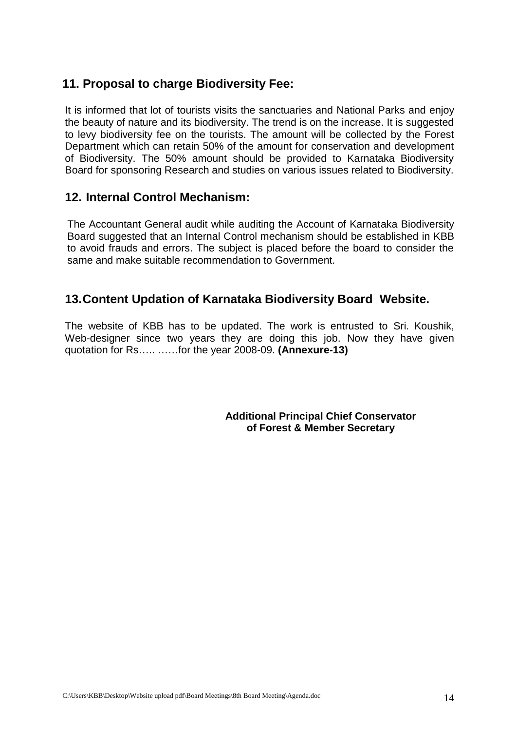## 11. Proposal to charge Biodiversity Fee:

It is informed that lot of tourists visits the sanctuaries and National Parks and enjoy the beauty of nature and its biodiversity. The trend is on the increase. It is suggested to levy biodiversity fee on the tourists. The amount will be collected by the Forest Department which can retain 50% of the amount for conservation and development of Biodiversity. The 50% amount should be provided to Karnataka Biodiversity Board for sponsoring Research and studies on various issues related to Biodiversity.

## 12. Internal Control Mechanism:

The Accountant General audit while auditing the Account of Karnataka Biodiversity Board suggested that an Internal Control mechanism should be established in KBB to avoid frauds and errors. The subject is placed before the board to consider the same and make suitable recommendation to Government.

## 13. Content Updation of Karnataka Biodiversity Board Website.

The website of KBB has to be updated. The work is entrusted to Sri. Koushik, Web-designer since two years they are doing this job. Now they have given quotation for Rs….. ……for the year 2008-09. **(Annexure-13)**

**Additional Principal Chief Conservator of Forest & Member Secretary**

C:\Users\KBB\Desktop\Website upload pdf\Board Meetings\8th Board Meeting\Agenda.doc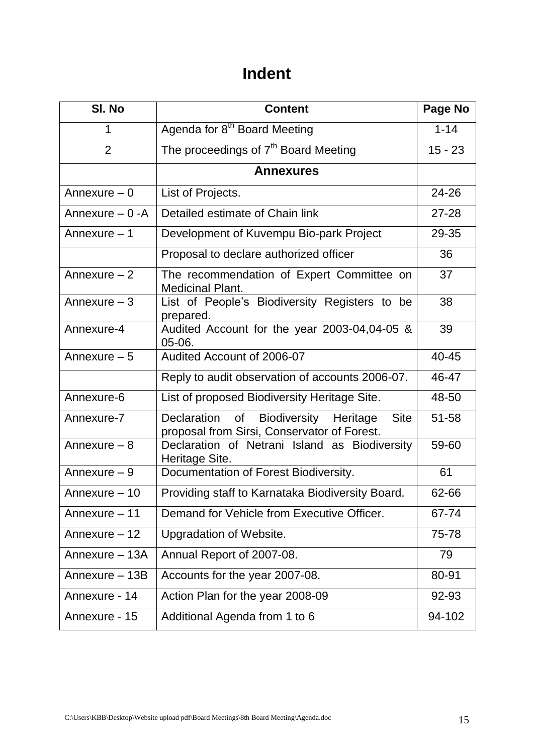# Indent

| Sl. No | Content | Page No |
|---|---|---|
| 1 | Agenda for 8th Board Meeting | 1-14 |
| 2 | The proceedings of 7th Board Meeting | 15 - 23 |
| | **Annexures** | |
| Annexure – 0 | List of Projects. | 24-26 |
| Annexure – 0 -A | Detailed estimate of Chain link | 27-28 |
| Annexure – 1 | Development of Kuvempu Bio-park Project | 29-35 |
| | Proposal to declare authorized officer | 36 |
| Annexure – 2 | The recommendation of Expert Committee on Medicinal Plant. | 37 |
| Annexure – 3 | List of People's Biodiversity Registers to be prepared. | 38 |
| Annexure-4 | Audited Account for the year 2003-04,04-05 & 05-06. | 39 |
| Annexure – 5 | Audited Account of 2006-07 | 40-45 |
| | Reply to audit observation of accounts 2006-07. | 46-47 |
| Annexure-6 | List of proposed Biodiversity Heritage Site. | 48-50 |
| Annexure-7 | Declaration of Biodiversity Heritage Site proposal from Sirsi, Conservator of Forest. | 51-58 |
| Annexure – 8 | Declaration of Netrani Island as Biodiversity Heritage Site. | 59-60 |
| Annexure – 9 | Documentation of Forest Biodiversity. | 61 |
| Annexure – 10 | Providing staff to Karnataka Biodiversity Board. | 62-66 |
| Annexure – 11 | Demand for Vehicle from Executive Officer. | 67-74 |
| Annexure – 12 | Upgradation of Website. | 75-78 |
| Annexure – 13A | Annual Report of 2007-08. | 79 |
| Annexure – 13B | Accounts for the year 2007-08. | 80-91 |
| Annexure - 14 | Action Plan for the year 2008-09 | 92-93 |
| Annexure - 15 | Additional Agenda from 1 to 6 | 94-102 |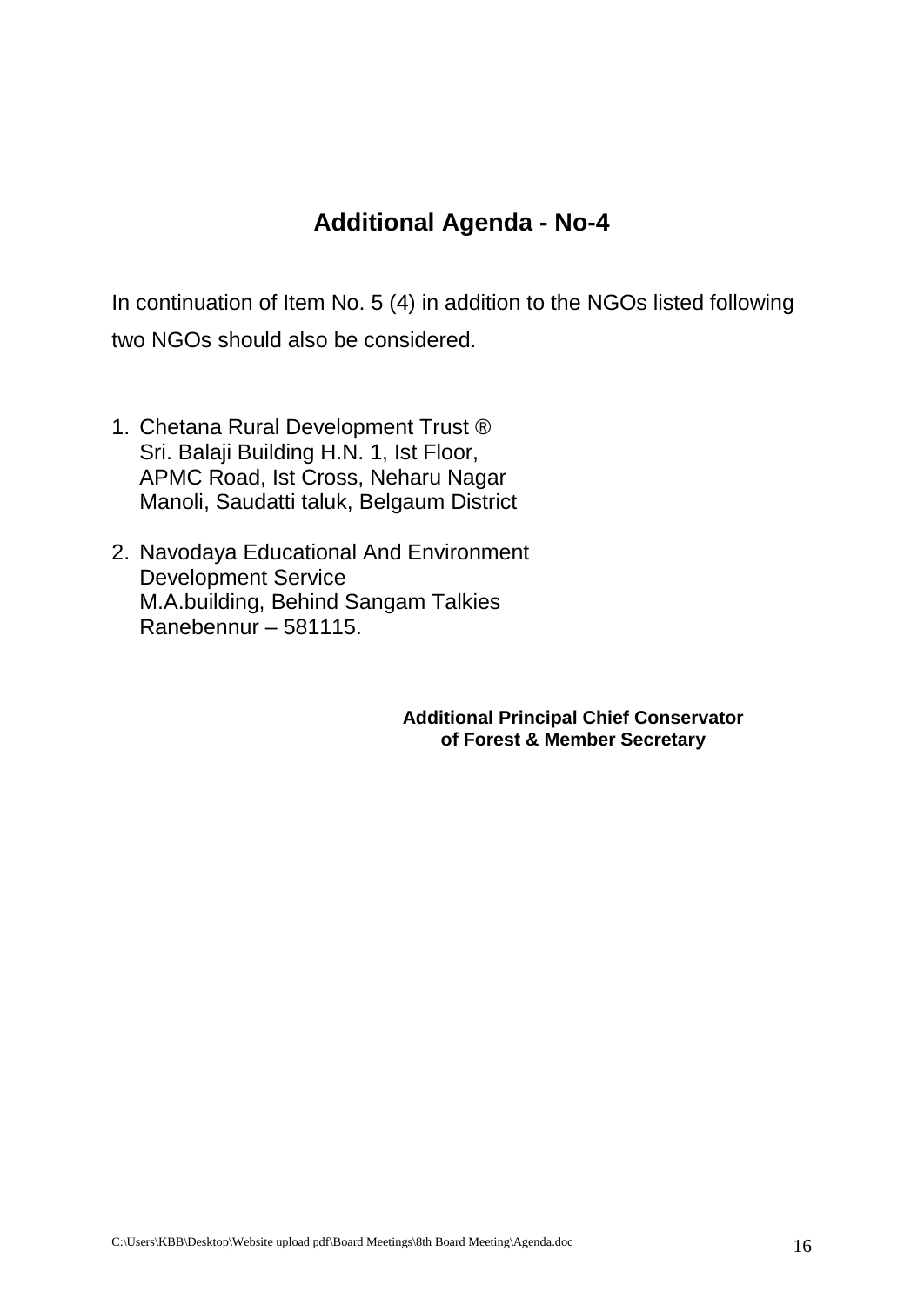## Additional Agenda - No-4

In continuation of Item No. 5 (4) in addition to the NGOs listed following two NGOs should also be considered.

1. Chetana Rural Development Trust ®
   Sri. Balaji Building H.N. 1, Ist Floor,
   APMC Road, Ist Cross, Neharu Nagar
   Manoli, Saudatti taluk, Belgaum District

2. Navodaya Educational And Environment
   Development Service
   M.A.building, Behind Sangam Talkies
   Ranebennur – 581115.

**Additional Principal Chief Conservator of Forest & Member Secretary**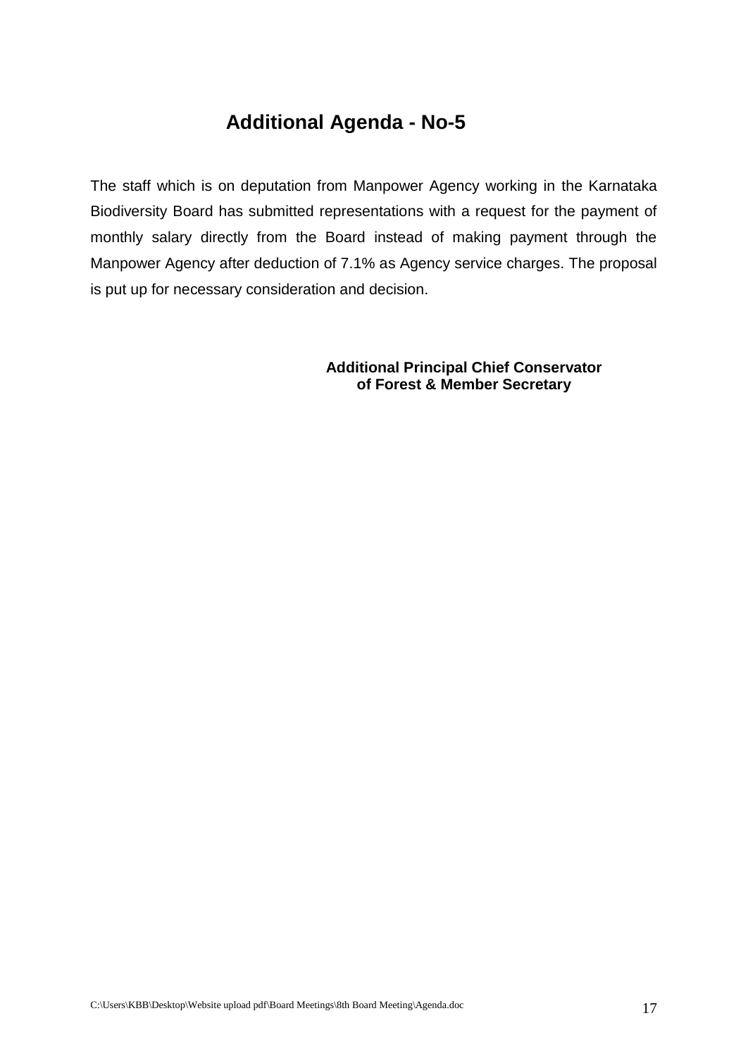## Additional Agenda - No-5

The staff which is on deputation from Manpower Agency working in the Karnataka Biodiversity Board has submitted representations with a request for the payment of monthly salary directly from the Board instead of making payment through the Manpower Agency after deduction of 7.1% as Agency service charges. The proposal is put up for necessary consideration and decision.

**Additional Principal Chief Conservator of Forest & Member Secretary**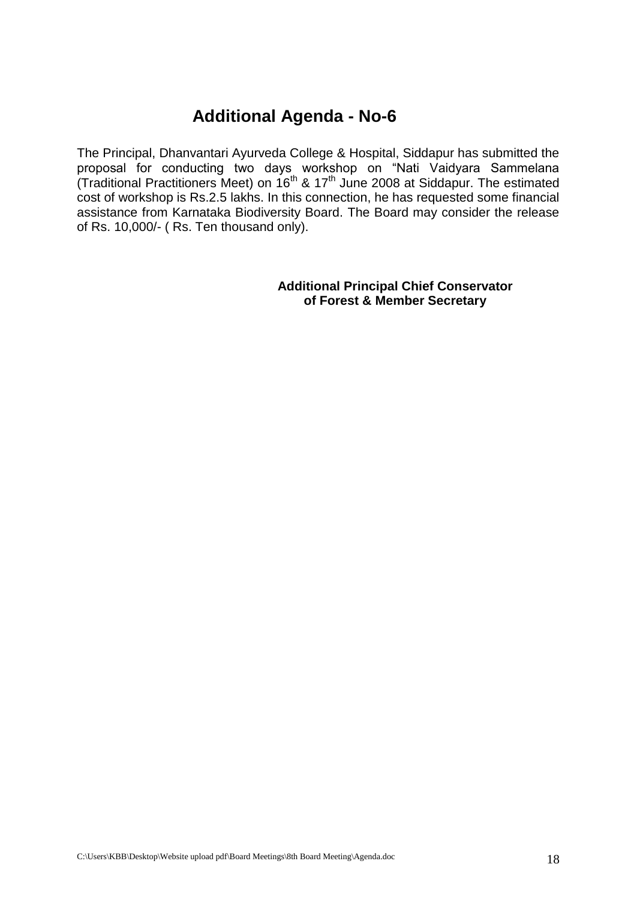## Additional Agenda - No-6

The Principal, Dhanvantari Ayurveda College & Hospital, Siddapur has submitted the proposal for conducting two days workshop on "Nati Vaidyara Sammelana (Traditional Practitioners Meet) on 16th & 17th June 2008 at Siddapur. The estimated cost of workshop is Rs.2.5 lakhs. In this connection, he has requested some financial assistance from Karnataka Biodiversity Board. The Board may consider the release of Rs. 10,000/- ( Rs. Ten thousand only).

**Additional Principal Chief Conservator of Forest & Member Secretary**